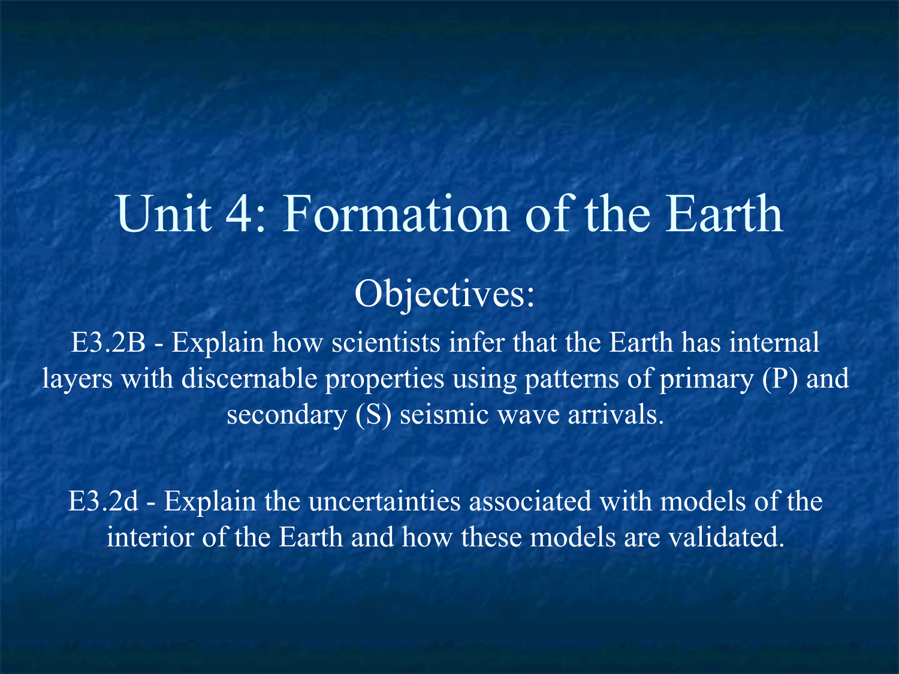# Unit 4: Formation of the Earth

## Objectives:

E3.2B - Explain how scientists infer that the Earth has internal layers with discernable properties using patterns of primary (P) and secondary (S) seismic wave arrivals.

E3.2d - Explain the uncertainties associated with models of the interior of the Earth and how these models are validated.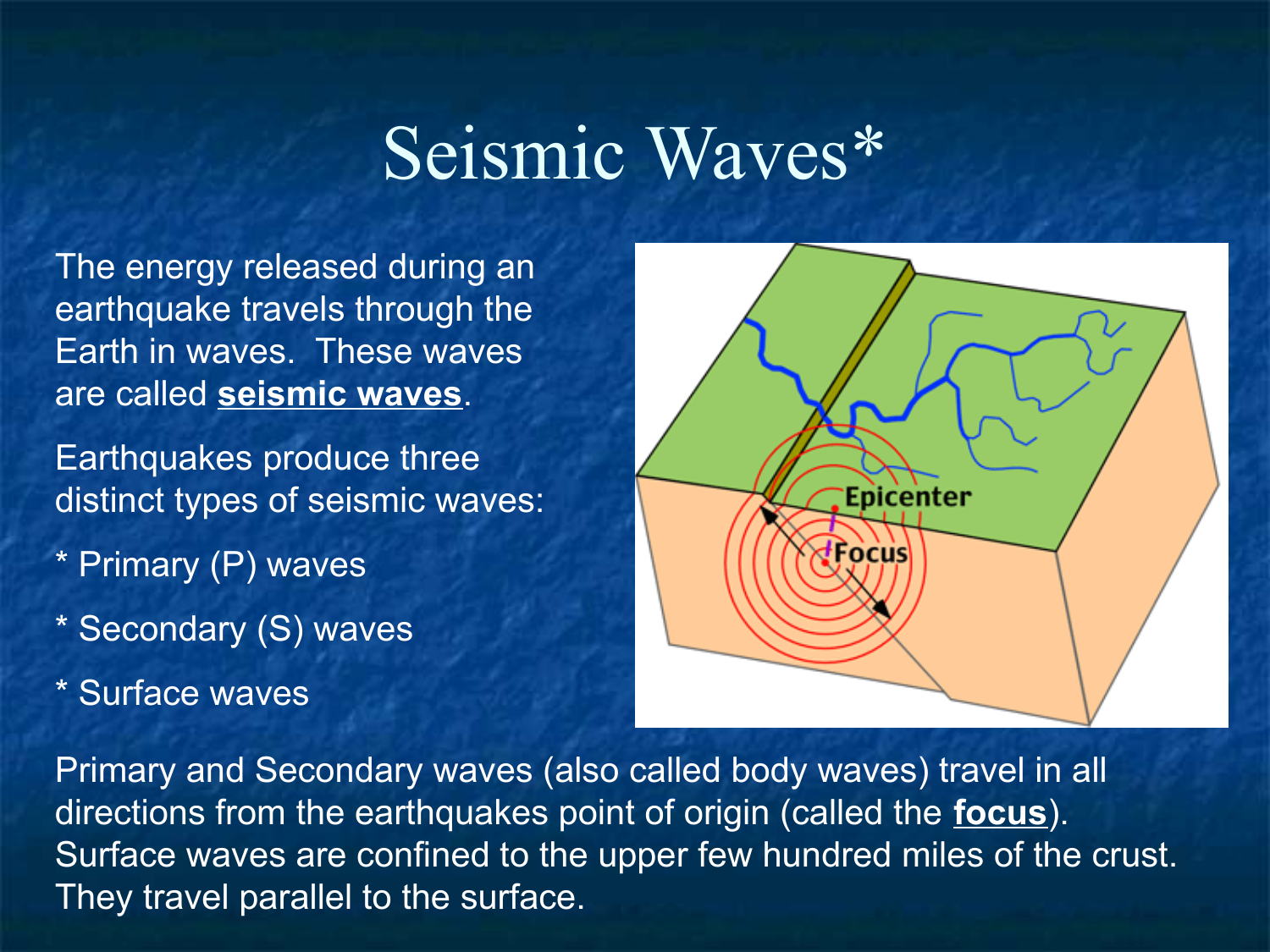# Seismic Waves*

The energy released during an earthquake travels through the Earth in waves. These waves are called **seismic waves**.

Earthquakes produce three distinct types of seismic waves:

* Primary (P) waves

* Secondary (S) waves

* Surface waves

Primary and Secondary waves (also called body waves) travel in all directions from the earthquakes point of origin (called the **focus**). Surface waves are confined to the upper few hundred miles of the crust. They travel parallel to the surface.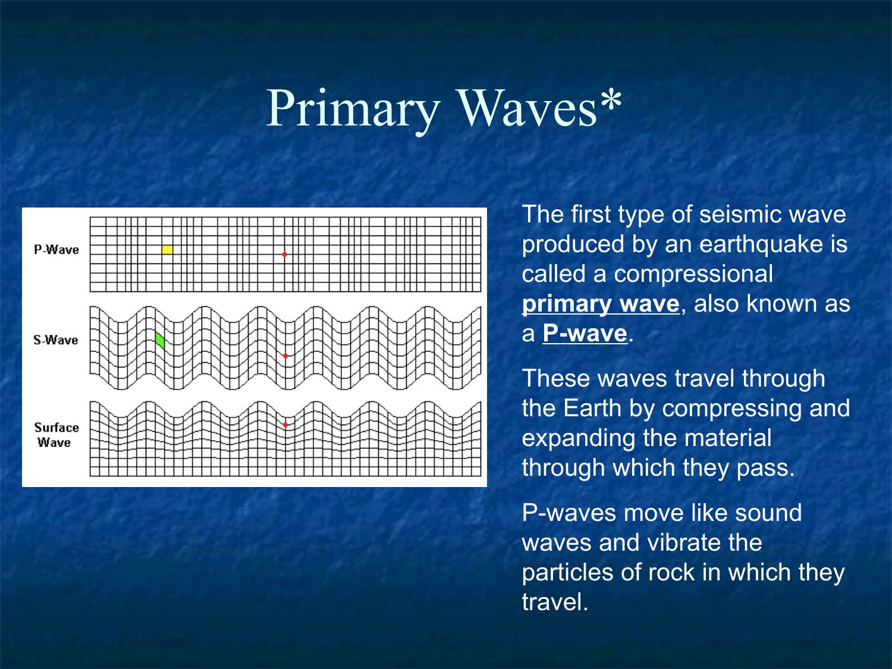# Primary Waves*

The first type of seismic wave produced by an earthquake is called a compressional **primary wave**, also known as a **P-wave**.

These waves travel through the Earth by compressing and expanding the material through which they pass.

P-waves move like sound waves and vibrate the particles of rock in which they travel.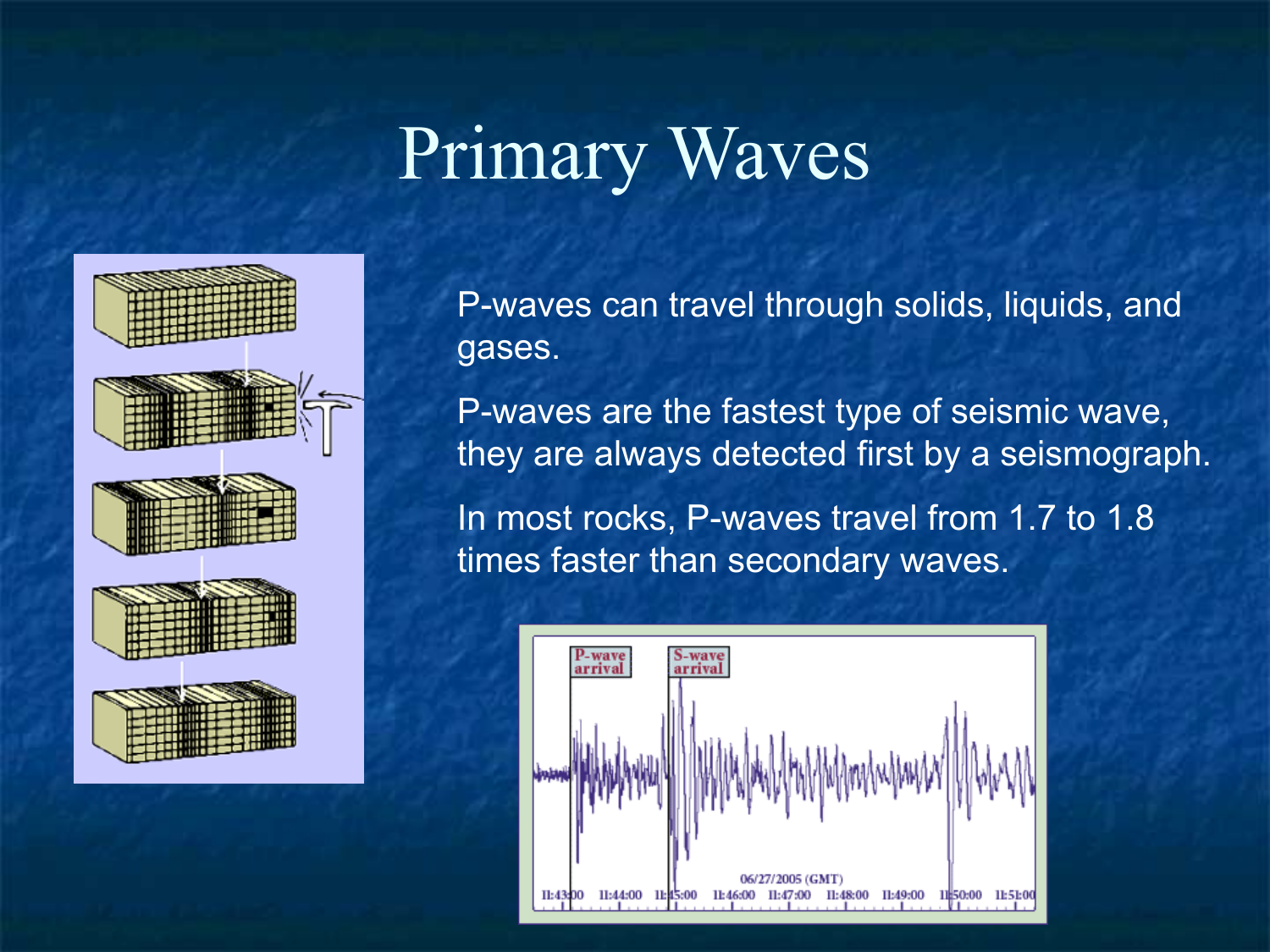# Primary Waves

P-waves can travel through solids, liquids, and gases.

P-waves are the fastest type of seismic wave, they are always detected first by a seismograph.

In most rocks, P-waves travel from 1.7 to 1.8 times faster than secondary waves.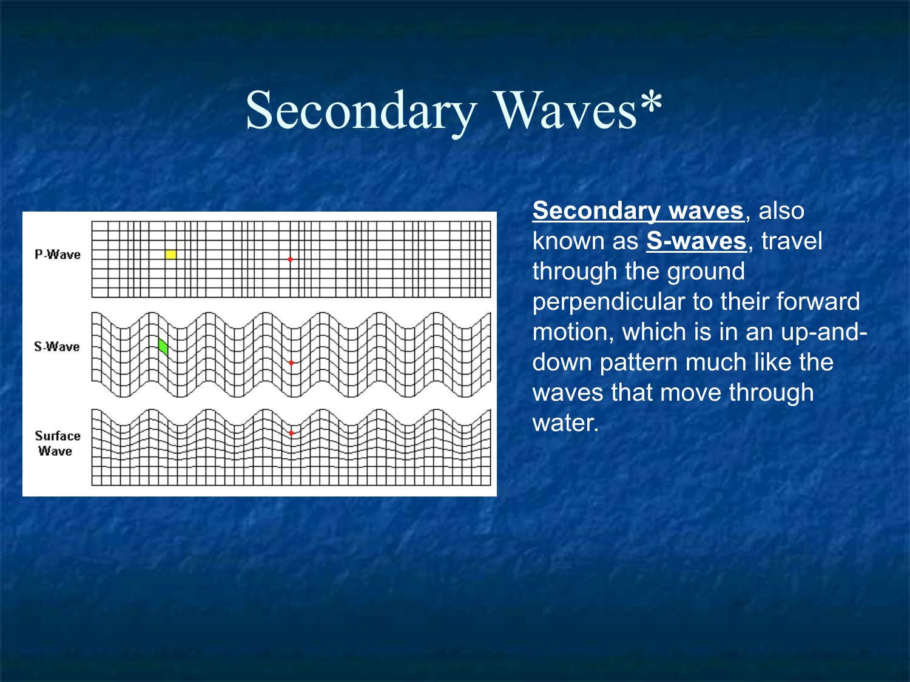# Secondary Waves*

P-Wave

S-Wave

Surface Wave

**Secondary waves**, also known as **S-waves**, travel through the ground perpendicular to their forward motion, which is in an up-and-down pattern much like the waves that move through water.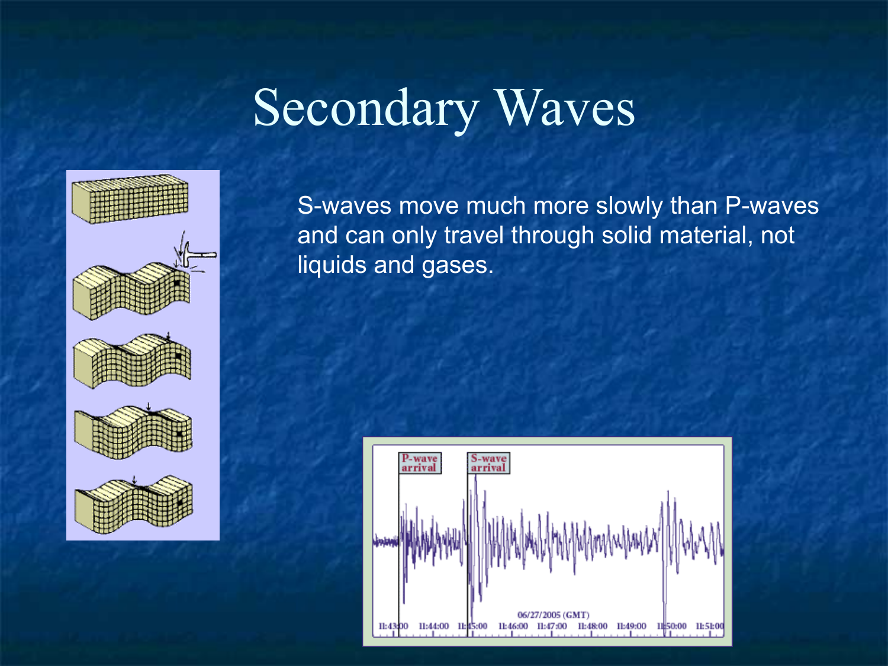# Secondary Waves

S-waves move much more slowly than P-waves and can only travel through solid material, not liquids and gases.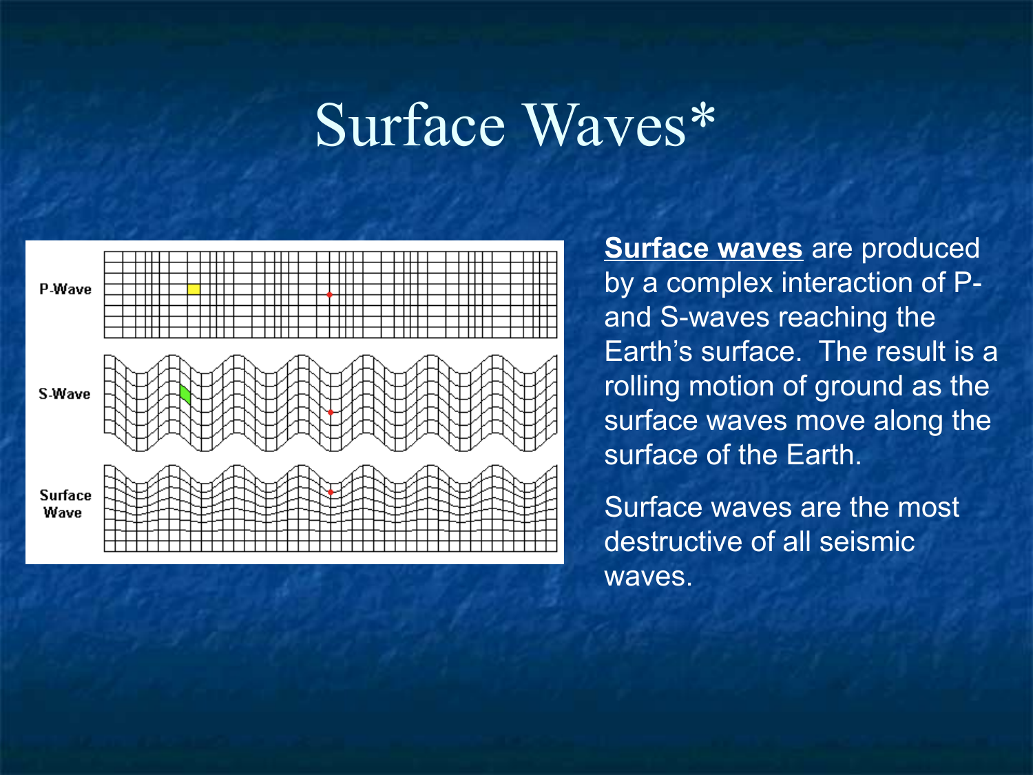# Surface Waves*

P-Wave

S-Wave

Surface Wave

**Surface waves** are produced by a complex interaction of P- and S-waves reaching the Earth's surface. The result is a rolling motion of ground as the surface waves move along the surface of the Earth.

Surface waves are the most destructive of all seismic waves.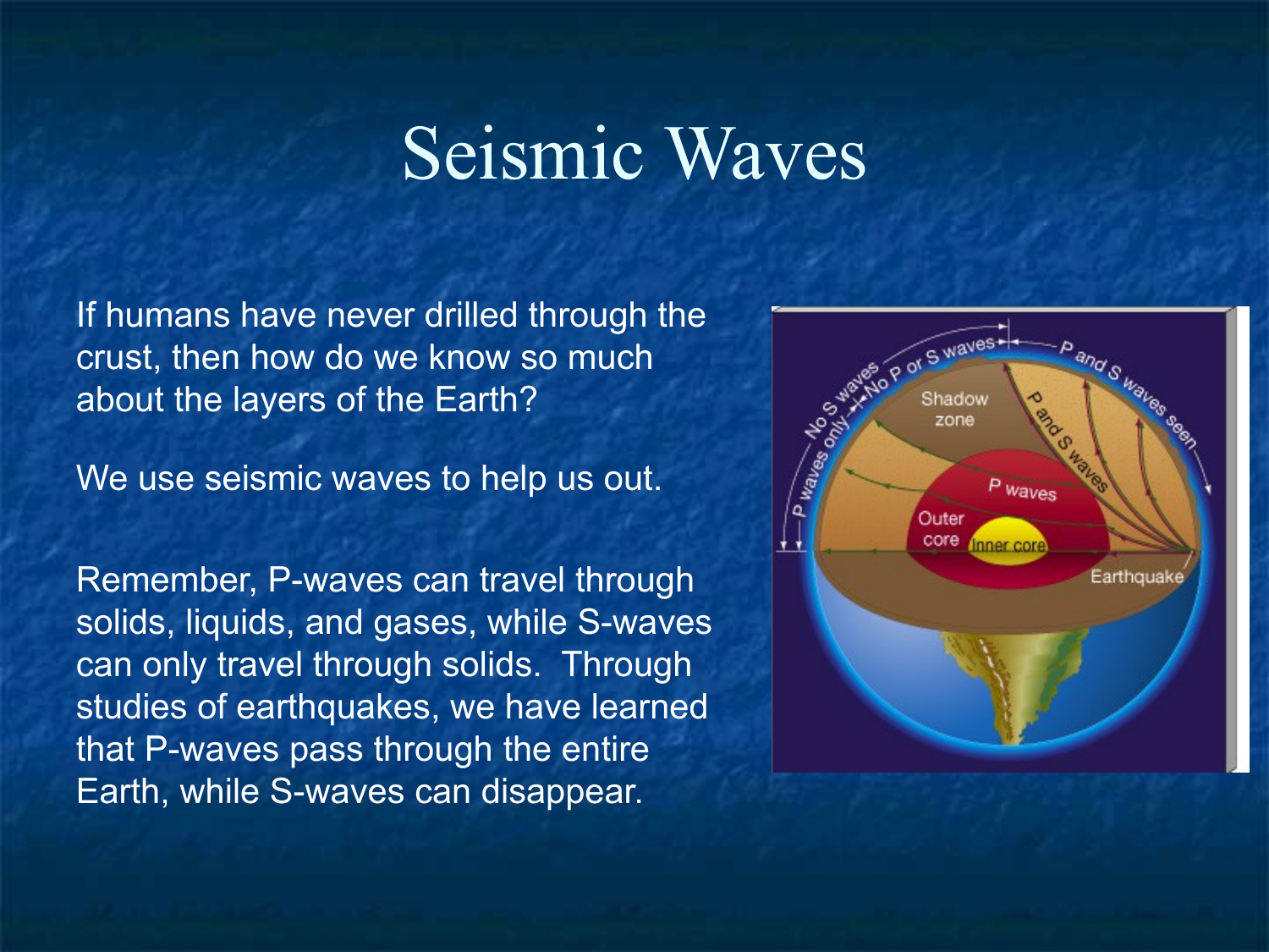# Seismic Waves

If humans have never drilled through the crust, then how do we know so much about the layers of the Earth?

We use seismic waves to help us out.

Remember, P-waves can travel through solids, liquids, and gases, while S-waves can only travel through solids. Through studies of earthquakes, we have learned that P-waves pass through the entire Earth, while S-waves can disappear.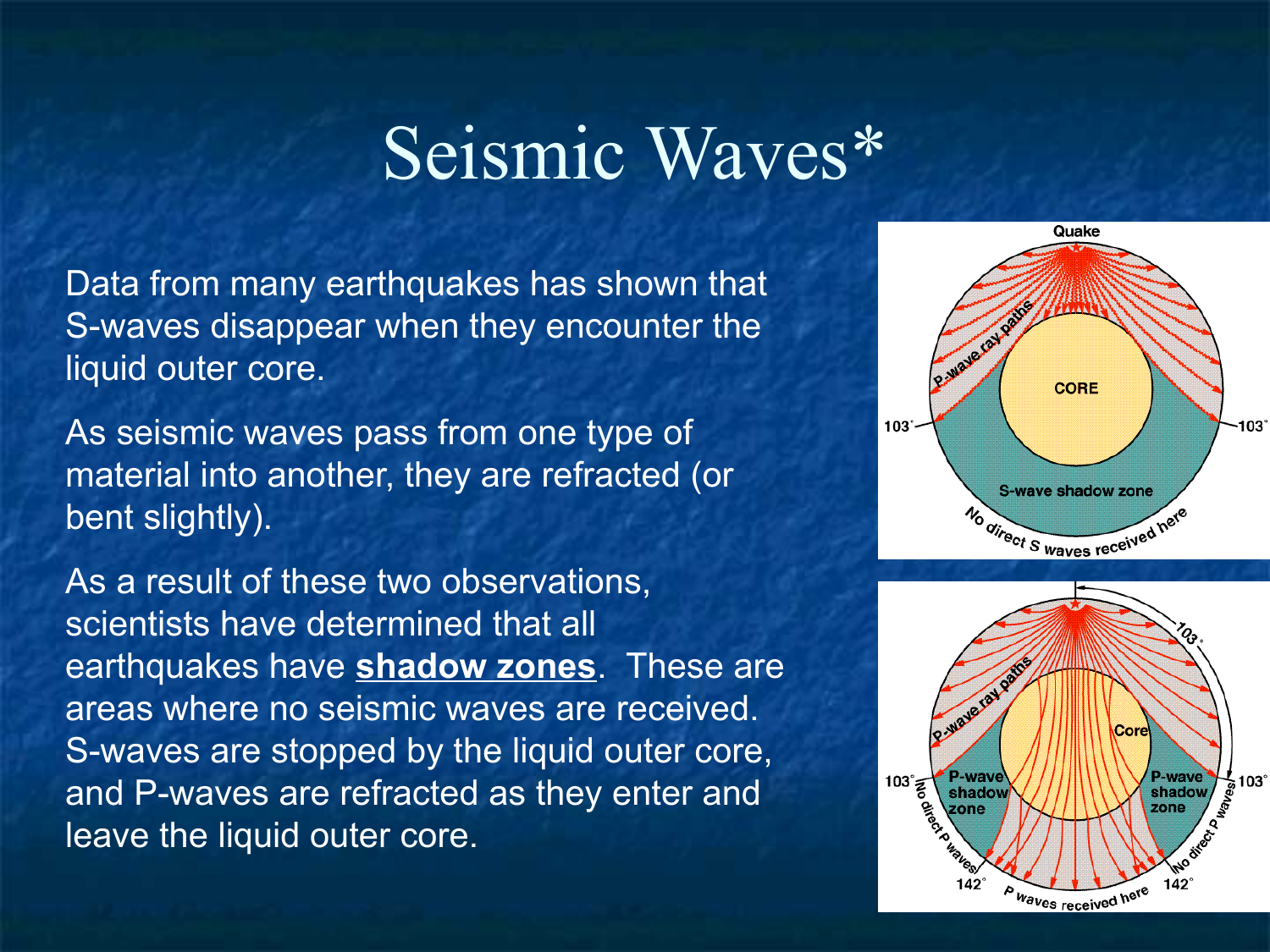# Seismic Waves*

Data from many earthquakes has shown that S-waves disappear when they encounter the liquid outer core.

As seismic waves pass from one type of material into another, they are refracted (or bent slightly).

As a result of these two observations, scientists have determined that all earthquakes have **shadow zones**. These are areas where no seismic waves are received. S-waves are stopped by the liquid outer core, and P-waves are refracted as they enter and leave the liquid outer core.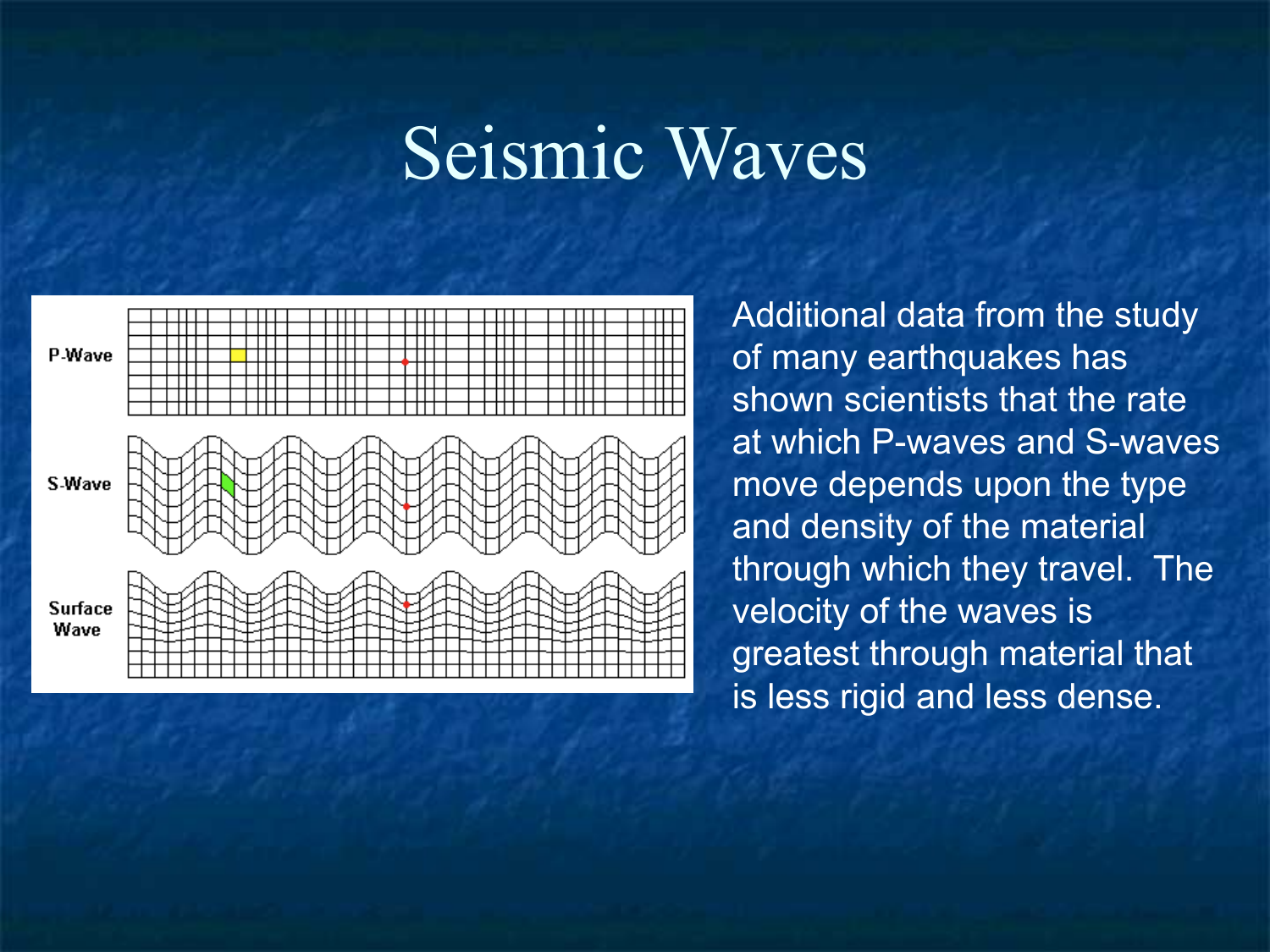# Seismic Waves

P-Wave

S-Wave

Surface Wave

Additional data from the study of many earthquakes has shown scientists that the rate at which P-waves and S-waves move depends upon the type and density of the material through which they travel. The velocity of the waves is greatest through material that is less rigid and less dense.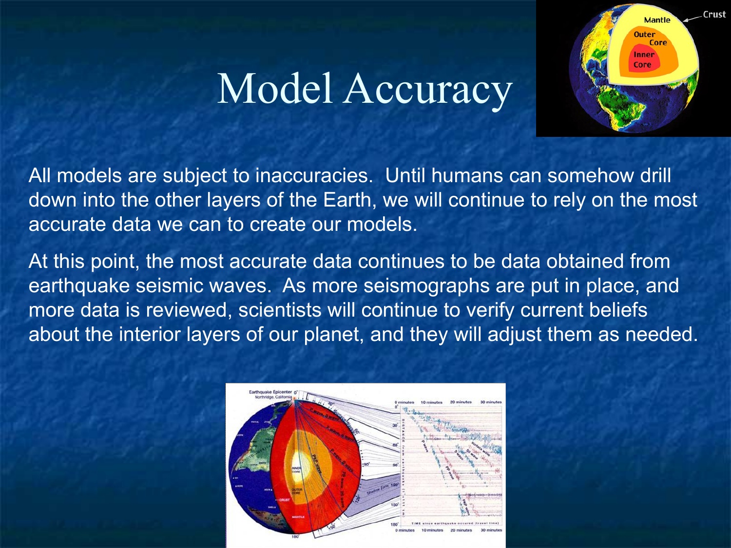# Model Accuracy

All models are subject to inaccuracies. Until humans can somehow drill down into the other layers of the Earth, we will continue to rely on the most accurate data we can to create our models.

At this point, the most accurate data continues to be data obtained from earthquake seismic waves. As more seismographs are put in place, and more data is reviewed, scientists will continue to verify current beliefs about the interior layers of our planet, and they will adjust them as needed.